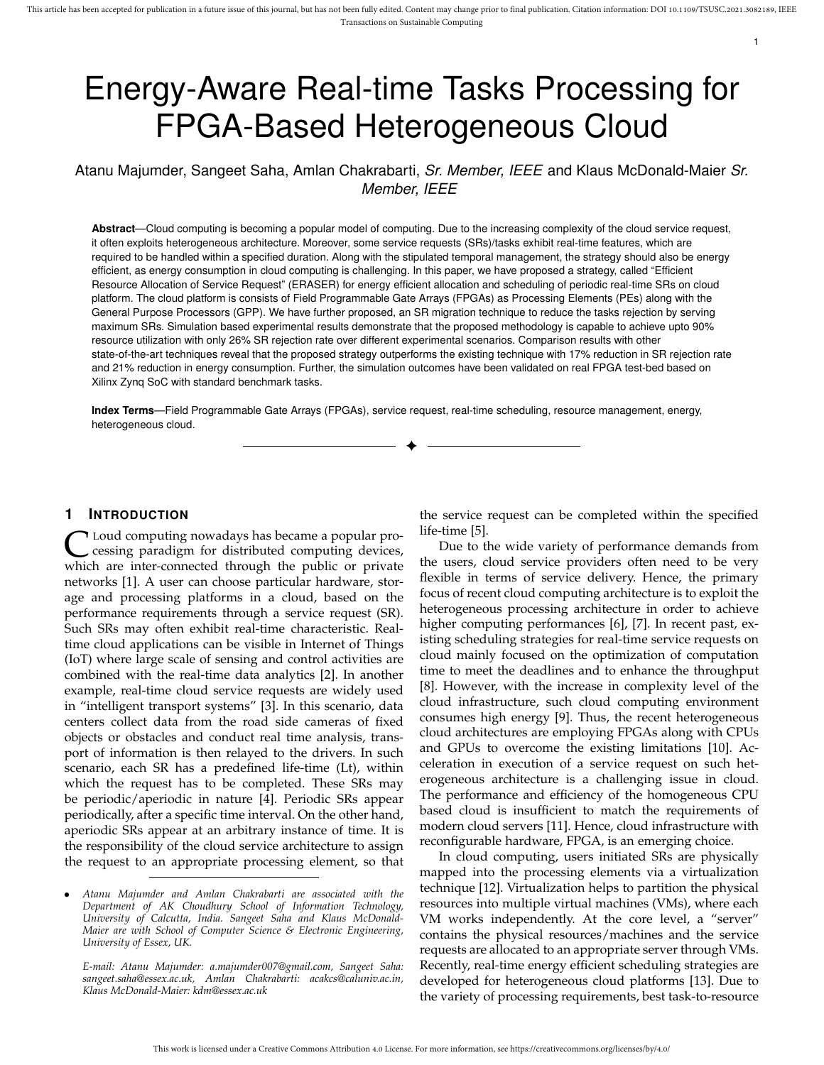# Energy-Aware Real-time Tasks Processing for FPGA-Based Heterogeneous Cloud

Atanu Majumder, Sangeet Saha, Amlan Chakrabarti, *Sr. Member, IEEE* and Klaus McDonald-Maier *Sr. Member, IEEE*

**Abstract**—Cloud computing is becoming a popular model of computing. Due to the increasing complexity of the cloud service request, it often exploits heterogeneous architecture. Moreover, some service requests (SRs)/tasks exhibit real-time features, which are required to be handled within a specified duration. Along with the stipulated temporal management, the strategy should also be energy efficient, as energy consumption in cloud computing is challenging. In this paper, we have proposed a strategy, called "Efficient Resource Allocation of Service Request" (ERASER) for energy efficient allocation and scheduling of periodic real-time SRs on cloud platform. The cloud platform is consists of Field Programmable Gate Arrays (FPGAs) as Processing Elements (PEs) along with the General Purpose Processors (GPP). We have further proposed, an SR migration technique to reduce the tasks rejection by serving maximum SRs. Simulation based experimental results demonstrate that the proposed methodology is capable to achieve upto 90% resource utilization with only 26% SR rejection rate over different experimental scenarios. Comparison results with other state-of-the-art techniques reveal that the proposed strategy outperforms the existing technique with 17% reduction in SR rejection rate and 21% reduction in energy consumption. Further, the simulation outcomes have been validated on real FPGA test-bed based on Xilinx Zynq SoC with standard benchmark tasks.

**Index Terms**—Field Programmable Gate Arrays (FPGAs), service request, real-time scheduling, resource management, energy, heterogeneous cloud.

## 1 Introduction

Cloud computing nowadays has became a popular processing paradigm for distributed computing devices, which are inter-connected through the public or private networks [1]. A user can choose particular hardware, storage and processing platforms in a cloud, based on the performance requirements through a service request (SR). Such SRs may often exhibit real-time characteristic. Real-time cloud applications can be visible in Internet of Things (IoT) where large scale of sensing and control activities are combined with the real-time data analytics [2]. In another example, real-time cloud service requests are widely used in "intelligent transport systems" [3]. In this scenario, data centers collect data from the road side cameras of fixed objects or obstacles and conduct real time analysis, transport of information is then relayed to the drivers. In such scenario, each SR has a predefined life-time (Lt), within which the request has to be completed. These SRs may be periodic/aperiodic in nature [4]. Periodic SRs appear periodically, after a specific time interval. On the other hand, aperiodic SRs appear at an arbitrary instance of time. It is the responsibility of the cloud service architecture to assign the request to an appropriate processing element, so that the service request can be completed within the specified life-time [5].

Due to the wide variety of performance demands from the users, cloud service providers often need to be very flexible in terms of service delivery. Hence, the primary focus of recent cloud computing architecture is to exploit the heterogeneous processing architecture in order to achieve higher computing performances [6], [7]. In recent past, existing scheduling strategies for real-time service requests on cloud mainly focused on the optimization of computation time to meet the deadlines and to enhance the throughput [8]. However, with the increase in complexity level of the cloud infrastructure, such cloud computing environment consumes high energy [9]. Thus, the recent heterogeneous cloud architectures are employing FPGAs along with CPUs and GPUs to overcome the existing limitations [10]. Acceleration in execution of a service request on such heterogeneous architecture is a challenging issue in cloud. The performance and efficiency of the homogeneous CPU based cloud is insufficient to match the requirements of modern cloud servers [11]. Hence, cloud infrastructure with reconfigurable hardware, FPGA, is an emerging choice.

In cloud computing, users initiated SRs are physically mapped into the processing elements via a virtualization technique [12]. Virtualization helps to partition the physical resources into multiple virtual machines (VMs), where each VM works independently. At the core level, a "server" contains the physical resources/machines and the service requests are allocated to an appropriate server through VMs. Recently, real-time energy efficient scheduling strategies are developed for heterogeneous cloud platforms [13]. Due to the variety of processing requirements, best task-to-resource

---

- *Atanu Majumder and Amlan Chakrabarti are associated with the Department of AK Choudhury School of Information Technology, University of Calcutta, India. Sangeet Saha and Klaus McDonald-Maier are with School of Computer Science & Electronic Engineering, University of Essex, UK.*

  *E-mail: Atanu Majumder: a.majumder007@gmail.com, Sangeet Saha: sangeet.saha@essex.ac.uk, Amlan Chakrabarti: acakcs@caluniv.ac.in, Klaus McDonald-Maier: kdm@essex.ac.uk*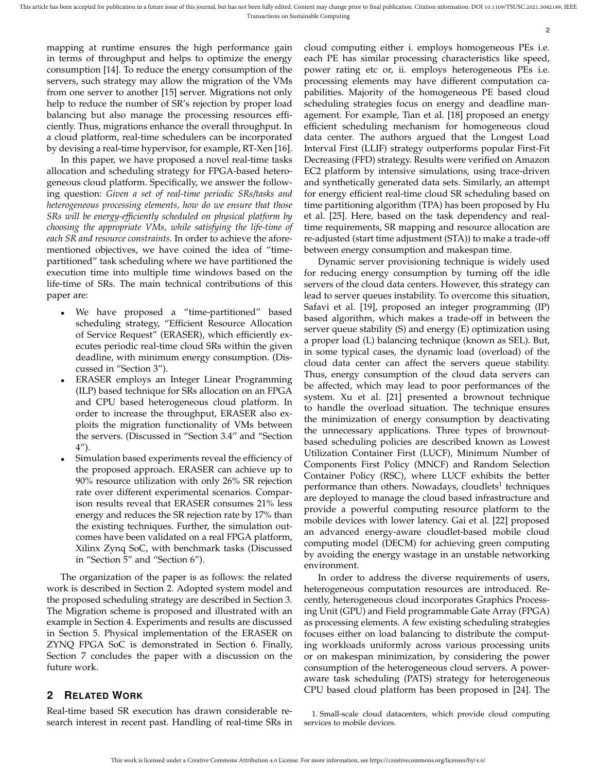mapping at runtime ensures the high performance gain in terms of throughput and helps to optimize the energy consumption [14]. To reduce the energy consumption of the servers, such strategy may allow the migration of the VMs from one server to another [15] server. Migrations not only help to reduce the number of SR's rejection by proper load balancing but also manage the processing resources efficiently. Thus, migrations enhance the overall throughput. In a cloud platform, real-time schedulers can be incorporated by devising a real-time hypervisor, for example, RT-Xen [16].

In this paper, we have proposed a novel real-time tasks allocation and scheduling strategy for FPGA-based heterogeneous cloud platform. Specifically, we answer the following question: *Given a set of real-time periodic SRs/tasks and heterogeneous processing elements, how do we ensure that those SRs will be energy-efficiently scheduled on physical platform by choosing the appropriate VMs, while satisfying the life-time of each SR and resource constraints.* In order to achieve the aforementioned objectives, we have coined the idea of "time-partitioned" task scheduling where we have partitioned the execution time into multiple time windows based on the life-time of SRs. The main technical contributions of this paper are:

- We have proposed a "time-partitioned" based scheduling strategy, "Efficient Resource Allocation of Service Request" (ERASER), which efficiently executes periodic real-time cloud SRs within the given deadline, with minimum energy consumption. (Discussed in "Section 3").
- ERASER employs an Integer Linear Programming (ILP) based technique for SRs allocation on an FPGA and CPU based heterogeneous cloud platform. In order to increase the throughput, ERASER also exploits the migration functionality of VMs between the servers. (Discussed in "Section 3.4" and "Section 4").
- Simulation based experiments reveal the efficiency of the proposed approach. ERASER can achieve up to 90% resource utilization with only 26% SR rejection rate over different experimental scenarios. Comparison results reveal that ERASER consumes 21% less energy and reduces the SR rejection rate by 17% than the existing techniques. Further, the simulation outcomes have been validated on a real FPGA platform, Xilinx Zynq SoC, with benchmark tasks (Discussed in "Section 5" and "Section 6").

The organization of the paper is as follows: the related work is described in Section 2. Adopted system model and the proposed scheduling strategy are described in Section 3. The Migration scheme is proposed and illustrated with an example in Section 4. Experiments and results are discussed in Section 5. Physical implementation of the ERASER on ZYNQ FPGA SoC is demonstrated in Section 6. Finally, Section 7 concludes the paper with a discussion on the future work.

## 2 Related Work

Real-time based SR execution has drawn considerable research interest in recent past. Handling of real-time SRs in cloud computing either i. employs homogeneous PEs i.e. each PE has similar processing characteristics like speed, power rating etc or, ii. employs heterogeneous PEs i.e. processing elements may have different computation capabilities. Majority of the homogeneous PE based cloud scheduling strategies focus on energy and deadline management. For example, Tian et al. [18] proposed an energy efficient scheduling mechanism for homogeneous cloud data center. The authors argued that the Longest Load Interval First (LLIF) strategy outperforms popular First-Fit Decreasing (FFD) strategy. Results were verified on Amazon EC2 platform by intensive simulations, using trace-driven and synthetically generated data sets. Similarly, an attempt for energy efficient real-time cloud SR scheduling based on time partitioning algorithm (TPA) has been proposed by Hu et al. [25]. Here, based on the task dependency and real-time requirements, SR mapping and resource allocation are re-adjusted (start time adjustment (STA)) to make a trade-off between energy consumption and makespan time.

Dynamic server provisioning technique is widely used for reducing energy consumption by turning off the idle servers of the cloud data centers. However, this strategy can lead to server queues instability. To overcome this situation, Safavi et al. [19], proposed an integer programming (IP) based algorithm, which makes a trade-off in between the server queue stability (S) and energy (E) optimization using a proper load (L) balancing technique (known as SEL). But, in some typical cases, the dynamic load (overload) of the cloud data center can affect the servers queue stability. Thus, energy consumption of the cloud data servers can be affected, which may lead to poor performances of the system. Xu et al. [21] presented a brownout technique to handle the overload situation. The technique ensures the minimization of energy consumption by deactivating the unnecessary applications. Three types of brownout-based scheduling policies are described known as Lowest Utilization Container First (LUCF), Minimum Number of Components First Policy (MNCF) and Random Selection Container Policy (RSC), where LUCF exhibits the better performance than others. Nowadays, cloudlets[1] techniques are deployed to manage the cloud based infrastructure and provide a powerful computing resource platform to the mobile devices with lower latency. Gai et al. [22] proposed an advanced energy-aware cloudlet-based mobile cloud computing model (DECM) for achieving green computing by avoiding the energy wastage in an unstable networking environment.

In order to address the diverse requirements of users, heterogeneous computation resources are introduced. Recently, heterogeneous cloud incorporates Graphics Processing Unit (GPU) and Field programmable Gate Array (FPGA) as processing elements. A few existing scheduling strategies focuses either on load balancing to distribute the computing workloads uniformly across various processing units or on makespan minimization, by considering the power consumption of the heterogeneous cloud servers. A power-aware task scheduling (PATS) strategy for heterogeneous CPU based cloud platform has been proposed in [24]. The

1. Small-scale cloud datacenters, which provide cloud computing services to mobile devices.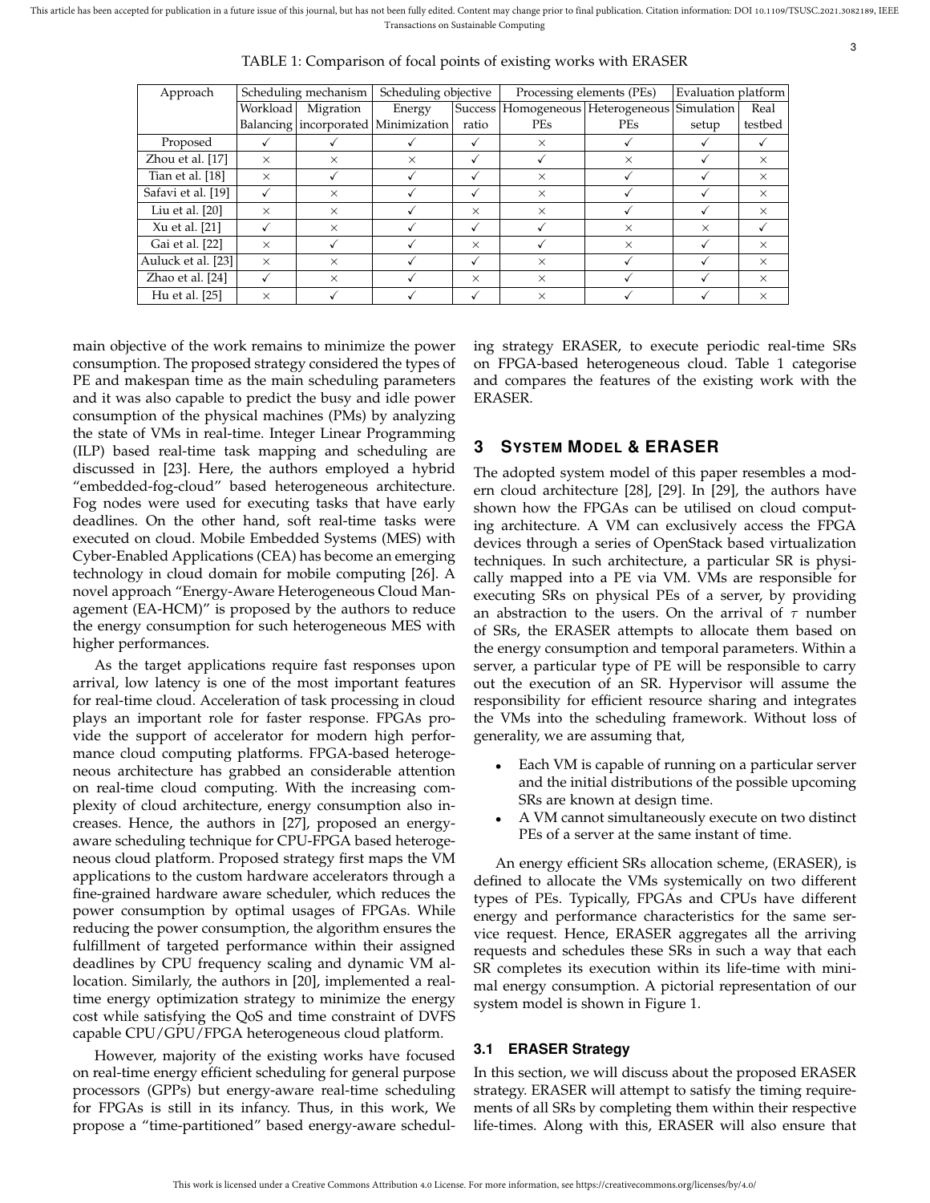TABLE 1: Comparison of focal points of existing works with ERASER

| Approach | Scheduling mechanism | | Scheduling objective | | Processing elements (PEs) | | Evaluation platform | |
|---|---|---|---|---|---|---|---|---|
| | Workload Balancing | Migration incorporated | Energy Minimization | Success ratio | Homogeneous PEs | Heterogeneous PEs | Simulation setup | Real testbed |
| Proposed | ✓ | ✓ | ✓ | ✓ | × | ✓ | ✓ | ✓ |
| Zhou et al. [17] | × | × | × | ✓ | ✓ | × | ✓ | × |
| Tian et al. [18] | × | ✓ | ✓ | ✓ | × | ✓ | ✓ | × |
| Safavi et al. [19] | ✓ | × | ✓ | ✓ | × | ✓ | ✓ | × |
| Liu et al. [20] | × | × | ✓ | × | × | ✓ | ✓ | × |
| Xu et al. [21] | ✓ | × | ✓ | ✓ | ✓ | × | × | ✓ |
| Gai et al. [22] | × | ✓ | ✓ | × | ✓ | × | ✓ | × |
| Auluck et al. [23] | × | × | ✓ | ✓ | × | ✓ | ✓ | × |
| Zhao et al. [24] | ✓ | × | ✓ | × | × | ✓ | ✓ | × |
| Hu et al. [25] | × | ✓ | ✓ | ✓ | × | ✓ | ✓ | × |

main objective of the work remains to minimize the power consumption. The proposed strategy considered the types of PE and makespan time as the main scheduling parameters and it was also capable to predict the busy and idle power consumption of the physical machines (PMs) by analyzing the state of VMs in real-time. Integer Linear Programming (ILP) based real-time task mapping and scheduling are discussed in [23]. Here, the authors employed a hybrid "embedded-fog-cloud" based heterogeneous architecture. Fog nodes were used for executing tasks that have early deadlines. On the other hand, soft real-time tasks were executed on cloud. Mobile Embedded Systems (MES) with Cyber-Enabled Applications (CEA) has become an emerging technology in cloud domain for mobile computing [26]. A novel approach "Energy-Aware Heterogeneous Cloud Management (EA-HCM)" is proposed by the authors to reduce the energy consumption for such heterogeneous MES with higher performances.

As the target applications require fast responses upon arrival, low latency is one of the most important features for real-time cloud. Acceleration of task processing in cloud plays an important role for faster response. FPGAs provide the support of accelerator for modern high performance cloud computing platforms. FPGA-based heterogeneous architecture has grabbed an considerable attention on real-time cloud computing. With the increasing complexity of cloud architecture, energy consumption also increases. Hence, the authors in [27], proposed an energy-aware scheduling technique for CPU-FPGA based heterogeneous cloud platform. Proposed strategy first maps the VM applications to the custom hardware accelerators through a fine-grained hardware aware scheduler, which reduces the power consumption by optimal usages of FPGAs. While reducing the power consumption, the algorithm ensures the fulfillment of targeted performance within their assigned deadlines by CPU frequency scaling and dynamic VM allocation. Similarly, the authors in [20], implemented a real-time energy optimization strategy to minimize the energy cost while satisfying the QoS and time constraint of DVFS capable CPU/GPU/FPGA heterogeneous cloud platform.

However, majority of the existing works have focused on real-time energy efficient scheduling for general purpose processors (GPPs) but energy-aware real-time scheduling for FPGAs is still in its infancy. Thus, in this work, We propose a "time-partitioned" based energy-aware scheduling strategy ERASER, to execute periodic real-time SRs on FPGA-based heterogeneous cloud. Table 1 categorise and compares the features of the existing work with the ERASER.

## 3 System Model & ERASER

The adopted system model of this paper resembles a modern cloud architecture [28], [29]. In [29], the authors have shown how the FPGAs can be utilised on cloud computing architecture. A VM can exclusively access the FPGA devices through a series of OpenStack based virtualization techniques. In such architecture, a particular SR is physically mapped into a PE via VM. VMs are responsible for executing SRs on physical PEs of a server, by providing an abstraction to the users. On the arrival of $\tau$ number of SRs, the ERASER attempts to allocate them based on the energy consumption and temporal parameters. Within a server, a particular type of PE will be responsible to carry out the execution of an SR. Hypervisor will assume the responsibility for efficient resource sharing and integrates the VMs into the scheduling framework. Without loss of generality, we are assuming that,

- Each VM is capable of running on a particular server and the initial distributions of the possible upcoming SRs are known at design time.
- A VM cannot simultaneously execute on two distinct PEs of a server at the same instant of time.

An energy efficient SRs allocation scheme, (ERASER), is defined to allocate the VMs systemically on two different types of PEs. Typically, FPGAs and CPUs have different energy and performance characteristics for the same service request. Hence, ERASER aggregates all the arriving requests and schedules these SRs in such a way that each SR completes its execution within its life-time with minimal energy consumption. A pictorial representation of our system model is shown in Figure 1.

### 3.1 ERASER Strategy

In this section, we will discuss about the proposed ERASER strategy. ERASER will attempt to satisfy the timing requirements of all SRs by completing them within their respective life-times. Along with this, ERASER will also ensure that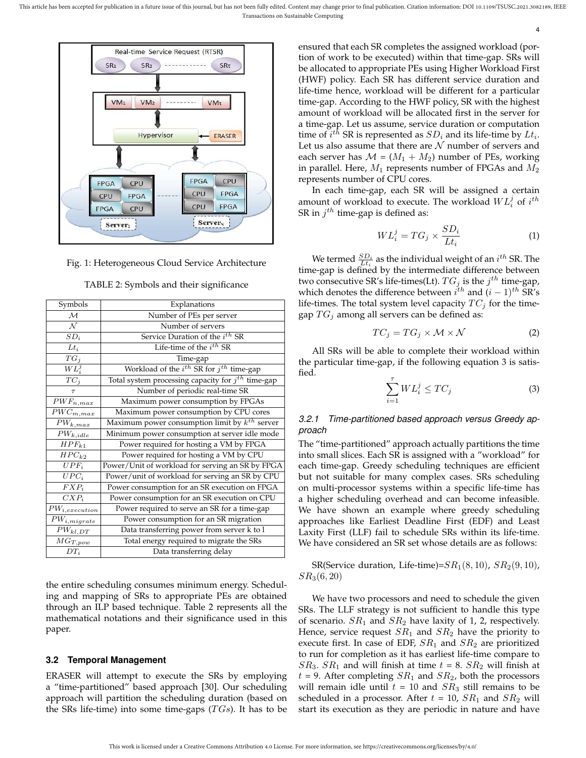Fig. 1: Heterogeneous Cloud Service Architecture

TABLE 2: Symbols and their significance

| Symbols | Explanations |
|---|---|
| $\mathcal{M}$ | Number of PEs per server |
| $\mathcal{N}$ | Number of servers |
| $SD_i$ | Service Duration of the $i^{th}$ SR |
| $Lt_i$ | Life-time of the $i^{th}$ SR |
| $TG_j$ | Time-gap |
| $WL_i^j$ | Workload of the $i^{th}$ SR for $j^{th}$ time-gap |
| $TC_j$ | Total system processing capacity for $j^{th}$ time-gap |
| $\tau$ | Number of periodic real-time SR |
| $PWF_{n,max}$ | Maximum power consumption by FPGAs |
| $PWC_{m,max}$ | Maximum power consumption by CPU cores |
| $PW_{k,max}$ | Maximum power consumption limit by $k^{th}$ server |
| $PW_{k,idle}$ | Minimum power consumption at server idle mode |
| $HPF_{k1}$ | Power required for hosting a VM by FPGA |
| $HPC_{k2}$ | Power required for hosting a VM by CPU |
| $UPF_i$ | Power/Unit of workload for serving an SR by FPGA |
| $UPC_i$ | Power/unit of workload for serving an SR by CPU |
| $FXP_i$ | Power consumption for an SR execution on FPGA |
| $CXP_i$ | Power consumption for an SR execution on CPU |
| $PW_{i,execution}$ | Power required to serve an SR for a time-gap |
| $PW_{i,migrate}$ | Power consumption for an SR migration |
| $PW_{kl,DT}$ | Data transferring power from server k to l |
| $MG_{T,pow}$ | Total energy required to migrate the SRs |
| $DT_i$ | Data transferring delay |

the entire scheduling consumes minimum energy. Scheduling and mapping of SRs to appropriate PEs are obtained through an ILP based technique. Table 2 represents all the mathematical notations and their significance used in this paper.

### 3.2 Temporal Management

ERASER will attempt to execute the SRs by employing a "time-partitioned" based approach [30]. Our scheduling approach will partition the scheduling duration (based on the SRs life-time) into some time-gaps ($TGs$). It has to be ensured that each SR completes the assigned workload (portion of work to be executed) within that time-gap. SRs will be allocated to appropriate PEs using Higher Workload First (HWF) policy. Each SR has different service duration and life-time hence, workload will be different for a particular time-gap. According to the HWF policy, SR with the highest amount of workload will be allocated first in the server for a time-gap. Let us assume, service duration or computation time of $i^{th}$ SR is represented as $SD_i$ and its life-time by $Lt_i$. Let us also assume that there are $\mathcal{N}$ number of servers and each server has $\mathcal{M}$ = ($M_1 + M_2$) number of PEs, working in parallel. Here, $M_1$ represents number of FPGAs and $M_2$ represents number of CPU cores.

In each time-gap, each SR will be assigned a certain amount of workload to execute. The workload $WL_i^j$ of $i^{th}$ SR in $j^{th}$ time-gap is defined as:

$$WL_i^j = TG_j \times \frac{SD_i}{Lt_i} \tag{1}$$

We termed $\frac{SD_i}{Lt_i}$ as the individual weight of an $i^{th}$ SR. The time-gap is defined by the intermediate difference between two consecutive SR's life-times(Lt). $TG_j$ is the $j^{th}$ time-gap, which denotes the difference between $i^{th}$ and $(i-1)^{th}$ SR's life-times. The total system level capacity $TC_j$ for the time-gap $TG_j$ among all servers can be defined as:

$$TC_j = TG_j \times \mathcal{M} \times \mathcal{N} \tag{2}$$

All SRs will be able to complete their workload within the particular time-gap, if the following equation 3 is satisfied.

$$\sum_{i=1}^{\tau} WL_i^j \leq TC_j \tag{3}$$

#### 3.2.1 *Time-partitioned based approach versus Greedy approach*

The "time-partitioned" approach actually partitions the time into small slices. Each SR is assigned with a "workload" for each time-gap. Greedy scheduling techniques are efficient but not suitable for many complex cases. SRs scheduling on multi-processor systems within a specific life-time has a higher scheduling overhead and can become infeasible. We have shown an example where greedy scheduling approaches like Earliest Deadline First (EDF) and Least Laxity First (LLF) fail to schedule SRs within its life-time. We have considered an SR set whose details are as follows:

SR(Service duration, Life-time)=$SR_1(8, 10)$, $SR_2(9, 10)$, $SR_3(6, 20)$

We have two processors and need to schedule the given SRs. The LLF strategy is not sufficient to handle this type of scenario. $SR_1$ and $SR_2$ have laxity of 1, 2, respectively. Hence, service request $SR_1$ and $SR_2$ have the priority to execute first. In case of EDF, $SR_1$ and $SR_2$ are prioritized to run for completion as it has earliest life-time compare to $SR_3$. $SR_1$ and will finish at time $t$ = 8. $SR_2$ will finish at $t$ = 9. After completing $SR_1$ and $SR_2$, both the processors will remain idle until $t$ = 10 and $SR_3$ still remains to be scheduled in a processor. After $t$ = 10, $SR_1$ and $SR_2$ will start its execution as they are periodic in nature and have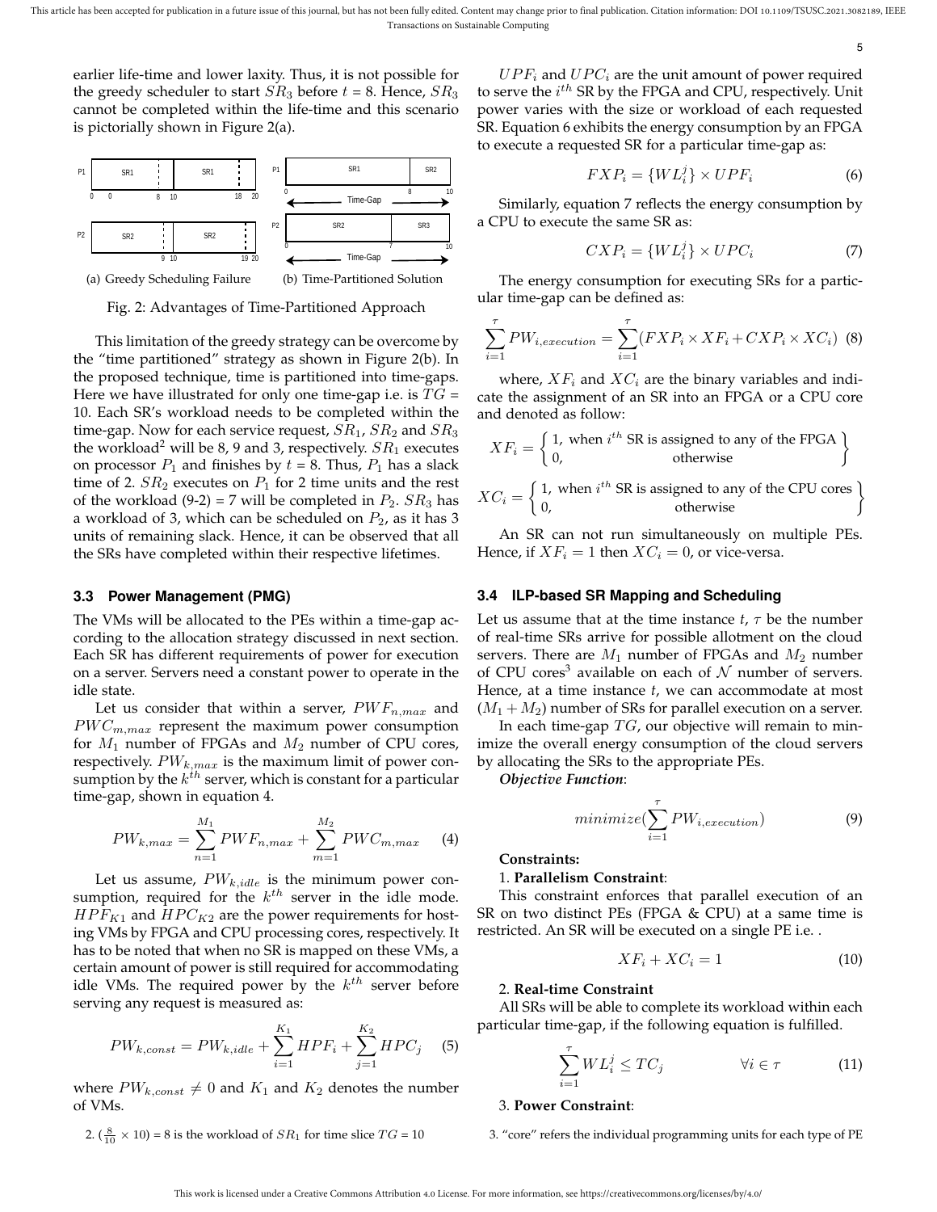earlier life-time and lower laxity. Thus, it is not possible for the greedy scheduler to start $SR_3$ before $t$ = 8. Hence, $SR_3$ cannot be completed within the life-time and this scenario is pictorially shown in Figure 2(a).

(a) Greedy Scheduling Failure (b) Time-Partitioned Solution

Fig. 2: Advantages of Time-Partitioned Approach

This limitation of the greedy strategy can be overcome by the "time partitioned" strategy as shown in Figure 2(b). In the proposed technique, time is partitioned into time-gaps. Here we have illustrated for only one time-gap i.e. is $TG$ = 10. Each SR's workload needs to be completed within the time-gap. Now for each service request, $SR_1$, $SR_2$ and $SR_3$ the workload[2] will be 8, 9 and 3, respectively. $SR_1$ executes on processor $P_1$ and finishes by $t$ = 8. Thus, $P_1$ has a slack time of 2. $SR_2$ executes on $P_1$ for 2 time units and the rest of the workload (9-2) = 7 will be completed in $P_2$. $SR_3$ has a workload of 3, which can be scheduled on $P_2$, as it has 3 units of remaining slack. Hence, it can be observed that all the SRs have completed within their respective lifetimes.

### 3.3 Power Management (PMG)

The VMs will be allocated to the PEs within a time-gap according to the allocation strategy discussed in next section. Each SR has different requirements of power for execution on a server. Servers need a constant power to operate in the idle state.

Let us consider that within a server, $PWF_{n,max}$ and $PWC_{m,max}$ represent the maximum power consumption for $M_1$ number of FPGAs and $M_2$ number of CPU cores, respectively. $PW_{k,max}$ is the maximum limit of power consumption by the $k^{th}$ server, which is constant for a particular time-gap, shown in equation 4.

$$PW_{k,max} = \sum_{n=1}^{M_1} PWF_{n,max} + \sum_{m=1}^{M_2} PWC_{m,max} \quad (4)$$

Let us assume, $PW_{k,idle}$ is the minimum power consumption, required for the $k^{th}$ server in the idle mode. $HPF_{K1}$ and $HPC_{K2}$ are the power requirements for hosting VMs by FPGA and CPU processing cores, respectively. It has to be noted that when no SR is mapped on these VMs, a certain amount of power is still required for accommodating idle VMs. The required power by the $k^{th}$ server before serving any request is measured as:

$$PW_{k,const} = PW_{k,idle} + \sum_{i=1}^{K_1} HPF_i + \sum_{j=1}^{K_2} HPC_j \quad (5)$$

where $PW_{k,const} \neq 0$ and $K_1$ and $K_2$ denotes the number of VMs.

$UPF_i$ and $UPC_i$ are the unit amount of power required to serve the $i^{th}$ SR by the FPGA and CPU, respectively. Unit power varies with the size or workload of each requested SR. Equation 6 exhibits the energy consumption by an FPGA to execute a requested SR for a particular time-gap as:

$$FXP_i = \{WL_i^j\} \times UPF_i \quad (6)$$

Similarly, equation 7 reflects the energy consumption by a CPU to execute the same SR as:

$$CXP_i = \{WL_i^j\} \times UPC_i \quad (7)$$

The energy consumption for executing SRs for a particular time-gap can be defined as:

$$\sum_{i=1}^{\tau} PW_{i,execution} = \sum_{i=1}^{\tau} (FXP_i \times XF_i + CXP_i \times XC_i) \quad (8)$$

where, $XF_i$ and $XC_i$ are the binary variables and indicate the assignment of an SR into an FPGA or a CPU core and denoted as follow:

$$XF_i = \begin{Bmatrix} 1, \text{ when } i^{th} \text{ SR is assigned to any of the FPGA} \\ 0, \quad \text{otherwise} \end{Bmatrix}$$

$$XC_i = \begin{Bmatrix} 1, \text{ when } i^{th} \text{ SR is assigned to any of the CPU cores} \\ 0, \quad \text{otherwise} \end{Bmatrix}$$

An SR can not run simultaneously on multiple PEs. Hence, if $XF_i = 1$ then $XC_i = 0$, or vice-versa.

### 3.4 ILP-based SR Mapping and Scheduling

Let us assume that at the time instance $t$, $\tau$ be the number of real-time SRs arrive for possible allotment on the cloud servers. There are $M_1$ number of FPGAs and $M_2$ number of CPU cores[3] available on each of $\mathcal{N}$ number of servers. Hence, at a time instance $t$, we can accommodate at most $(M_1 + M_2)$ number of SRs for parallel execution on a server.

In each time-gap $TG$, our objective will remain to minimize the overall energy consumption of the cloud servers by allocating the SRs to the appropriate PEs.

***Objective Function***:

$$minimize(\sum_{i=1}^{\tau} PW_{i,execution}) \quad (9)$$

**Constraints:**

1. **Parallelism Constraint**:

This constraint enforces that parallel execution of an SR on two distinct PEs (FPGA & CPU) at a same time is restricted. An SR will be executed on a single PE i.e. .

$$XF_i + XC_i = 1 \quad (10)$$

2. **Real-time Constraint**

All SRs will be able to complete its workload within each particular time-gap, if the following equation is fulfilled.

$$\sum_{i=1}^{\tau} WL_i^j \leq TC_j \qquad \forall i \in \tau \quad (11)$$

3. **Power Constraint**:

2. $(\frac{8}{10} \times 10)$ = 8 is the workload of $SR_1$ for time slice $TG$ = 10

3. "core" refers the individual programming units for each type of PE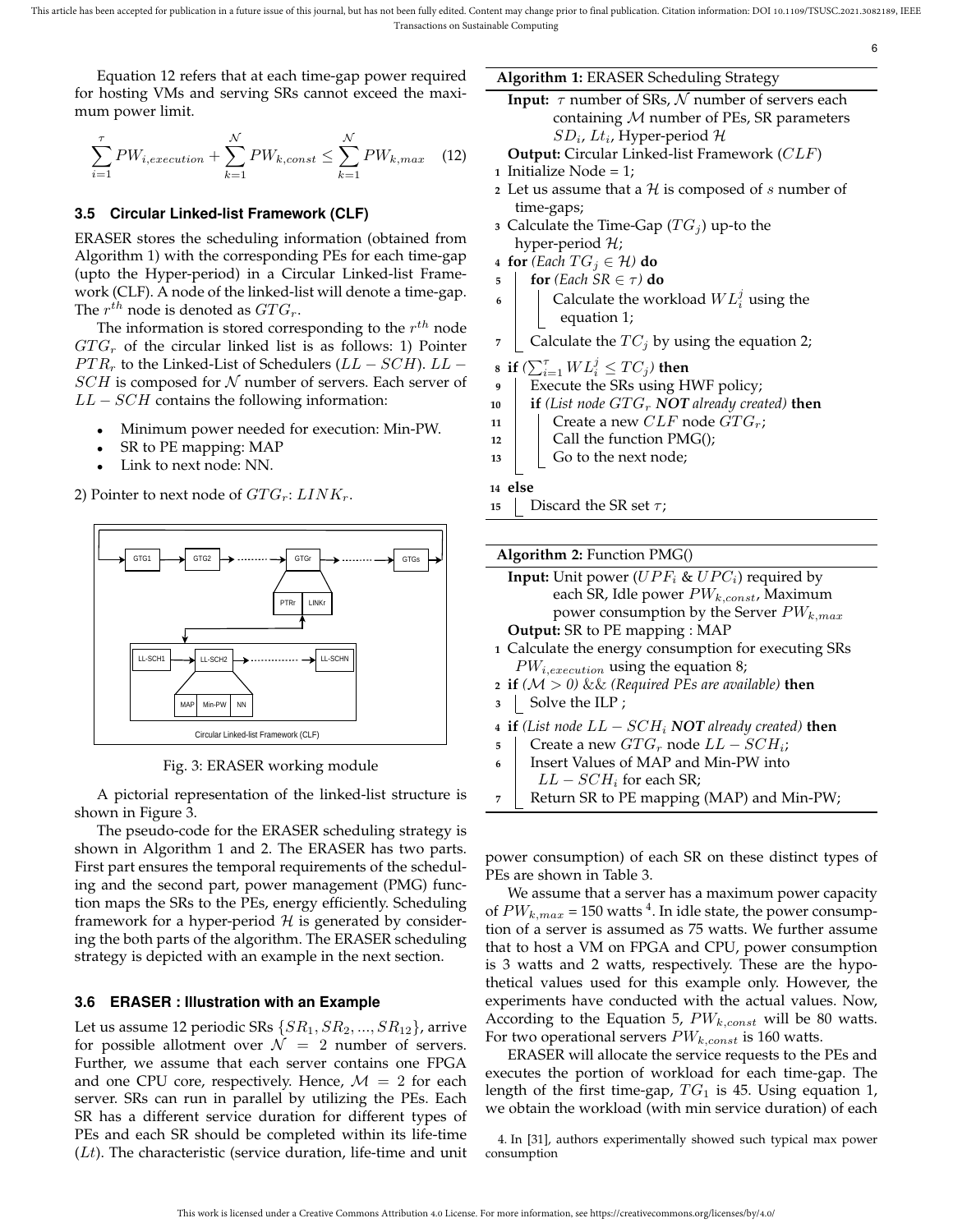Equation 12 refers that at each time-gap power required for hosting VMs and serving SRs cannot exceed the maximum power limit.

$$\sum_{i=1}^{\tau} PW_{i,execution} + \sum_{k=1}^{\mathcal{N}} PW_{k,const} \leq \sum_{k=1}^{\mathcal{N}} PW_{k,max} \quad (12)$$

### 3.5 Circular Linked-list Framework (CLF)

ERASER stores the scheduling information (obtained from Algorithm 1) with the corresponding PEs for each time-gap (upto the Hyper-period) in a Circular Linked-list Framework (CLF). A node of the linked-list will denote a time-gap. The $r^{th}$ node is denoted as $GTG_r$.

The information is stored corresponding to the $r^{th}$ node $GTG_r$ of the circular linked list is as follows: 1) Pointer $PTR_r$ to the Linked-List of Schedulers ($LL-SCH$). $LL-SCH$ is composed for $\mathcal{N}$ number of servers. Each server of $LL-SCH$ contains the following information:

- Minimum power needed for execution: Min-PW.
- SR to PE mapping: MAP
- Link to next node: NN.

2) Pointer to next node of $GTG_r$: $LINK_r$.

Fig. 3: ERASER working module

A pictorial representation of the linked-list structure is shown in Figure 3.

The pseudo-code for the ERASER scheduling strategy is shown in Algorithm 1 and 2. The ERASER has two parts. First part ensures the temporal requirements of the scheduling and the second part, power management (PMG) function maps the SRs to the PEs, energy efficiently. Scheduling framework for a hyper-period $\mathcal{H}$ is generated by considering the both parts of the algorithm. The ERASER scheduling strategy is depicted with an example in the next section.

### 3.6 ERASER : Illustration with an Example

Let us assume 12 periodic SRs $\{SR_1, SR_2, ..., SR_{12}\}$, arrive for possible allotment over $\mathcal{N} = 2$ number of servers. Further, we assume that each server contains one FPGA and one CPU core, respectively. Hence, $\mathcal{M} = 2$ for each server. SRs can run in parallel by utilizing the PEs. Each SR has a different service duration for different types of PEs and each SR should be completed within its life-time ($Lt$). The characteristic (service duration, life-time and unit power consumption) of each SR on these distinct types of PEs are shown in Table 3.

**Algorithm 1:** ERASER Scheduling Strategy

**Input:** $\tau$ number of SRs, $\mathcal{N}$ number of servers each containing $\mathcal{M}$ number of PEs, SR parameters $SD_i$, $Lt_i$, Hyper-period $\mathcal{H}$

**Output:** Circular Linked-list Framework ($CLF$)

```
1  Initialize Node = 1;
2  Let us assume that a H is composed of s number of time-gaps;
3  Calculate the Time-Gap (TG_j) up-to the hyper-period H;
4  for (Each TG_j ∈ H) do
5      for (Each SR ∈ τ) do
6          Calculate the workload WL_i^j using the equation 1;
7      Calculate the TC_j by using the equation 2;
8  if (Σ_{i=1}^{τ} WL_i^j ≤ TC_j) then
9      Execute the SRs using HWF policy;
10     if (List node GTG_r NOT already created) then
11         Create a new CLF node GTG_r;
12         Call the function PMG();
13         Go to the next node;
14 else
15     Discard the SR set τ;
```

**Algorithm 2:** Function PMG()

**Input:** Unit power ($UPF_i$ & $UPC_i$) required by each SR, Idle power $PW_{k,const}$, Maximum power consumption by the Server $PW_{k,max}$

**Output:** SR to PE mapping : MAP

```
1  Calculate the energy consumption for executing SRs PW_{i,execution} using the equation 8;
2  if (M > 0) && (Required PEs are available) then
3      Solve the ILP ;
4  if (List node LL-SCH_i NOT already created) then
5      Create a new GTG_r node LL-SCH_i;
6      Insert Values of MAP and Min-PW into LL-SCH_i for each SR;
7      Return SR to PE mapping (MAP) and Min-PW;
```

We assume that a server has a maximum power capacity of $PW_{k,max}$ = 150 watts [4]. In idle state, the power consumption of a server is assumed as 75 watts. We further assume that to host a VM on FPGA and CPU, power consumption is 3 watts and 2 watts, respectively. These are the hypothetical values used for this example only. However, the experiments have conducted with the actual values. Now, According to the Equation 5, $PW_{k,const}$ will be 80 watts. For two operational servers $PW_{k,const}$ is 160 watts.

ERASER will allocate the service requests to the PEs and executes the portion of workload for each time-gap. The length of the first time-gap, $TG_1$ is 45. Using equation 1, we obtain the workload (with min service duration) of each

4. In [31], authors experimentally showed such typical max power consumption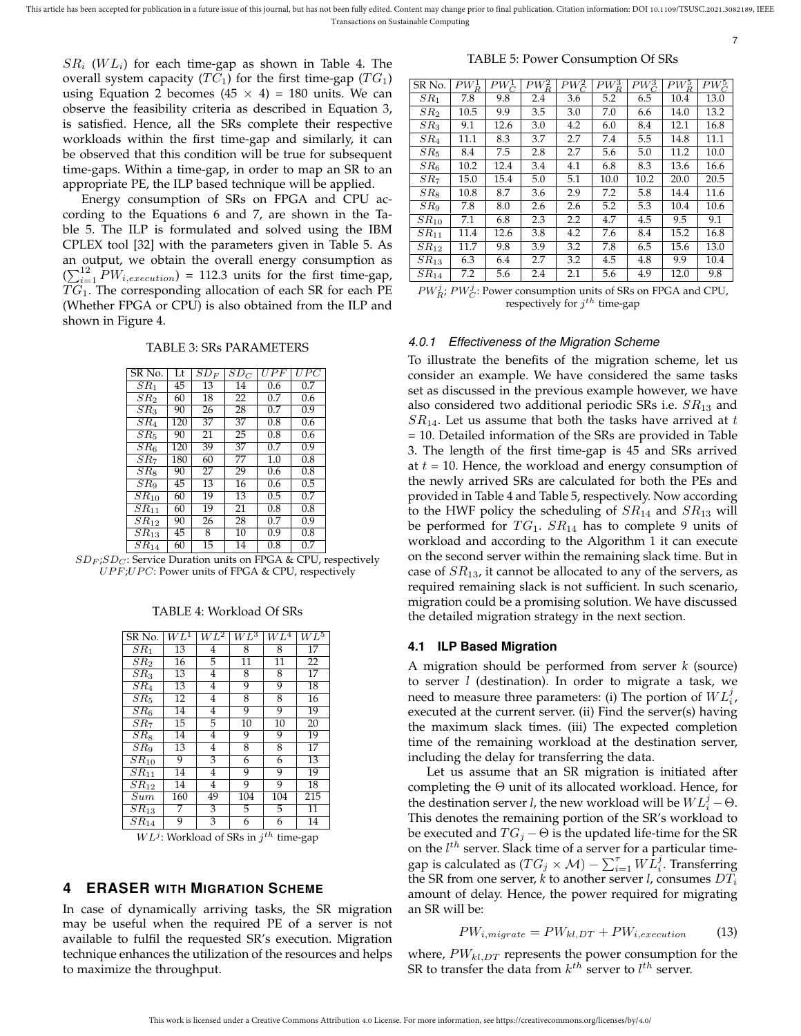$SR_i$ ($WL_i$) for each time-gap as shown in Table 4. The overall system capacity ($TC_1$) for the first time-gap ($TG_1$) using Equation 2 becomes (45 × 4) = 180 units. We can observe the feasibility criteria as described in Equation 3, is satisfied. Hence, all the SRs complete their respective workloads within the first time-gap and similarly, it can be observed that this condition will be true for subsequent time-gaps. Within a time-gap, in order to map an SR to an appropriate PE, the ILP based technique will be applied.

Energy consumption of SRs on FPGA and CPU according to the Equations 6 and 7, are shown in the Table 5. The ILP is formulated and solved using the IBM CPLEX tool [32] with the parameters given in Table 5. As an output, we obtain the overall energy consumption as ($\sum_{i=1}^{12} PW_{i,execution}$) = 112.3 units for the first time-gap, $TG_1$. The corresponding allocation of each SR for each PE (Whether FPGA or CPU) is also obtained from the ILP and shown in Figure 4.

TABLE 3: SRs PARAMETERS

| SR No. | Lt | $SD_F$ | $SD_C$ | $UPF$ | $UPC$ |
|---|---|---|---|---|---|
| $SR_1$ | 45 | 13 | 14 | 0.6 | 0.7 |
| $SR_2$ | 60 | 18 | 22 | 0.7 | 0.6 |
| $SR_3$ | 90 | 26 | 28 | 0.7 | 0.9 |
| $SR_4$ | 120 | 37 | 37 | 0.8 | 0.6 |
| $SR_5$ | 90 | 21 | 25 | 0.8 | 0.6 |
| $SR_6$ | 120 | 39 | 37 | 0.7 | 0.9 |
| $SR_7$ | 180 | 60 | 77 | 1.0 | 0.8 |
| $SR_8$ | 90 | 27 | 29 | 0.6 | 0.8 |
| $SR_9$ | 45 | 13 | 16 | 0.6 | 0.5 |
| $SR_{10}$ | 60 | 19 | 13 | 0.5 | 0.7 |
| $SR_{11}$ | 60 | 19 | 21 | 0.8 | 0.8 |
| $SR_{12}$ | 90 | 26 | 28 | 0.7 | 0.9 |
| $SR_{13}$ | 45 | 8 | 10 | 0.9 | 0.8 |
| $SR_{14}$ | 60 | 15 | 14 | 0.8 | 0.7 |

$SD_F$;$SD_C$: Service Duration units on FPGA & CPU, respectively
$UPF$;$UPC$: Power units of FPGA & CPU, respectively

TABLE 4: Workload Of SRs

| SR No. | $WL^1$ | $WL^2$ | $WL^3$ | $WL^4$ | $WL^5$ |
|---|---|---|---|---|---|
| $SR_1$ | 13 | 4 | 8 | 8 | 17 |
| $SR_2$ | 16 | 5 | 11 | 11 | 22 |
| $SR_3$ | 13 | 4 | 8 | 8 | 17 |
| $SR_4$ | 13 | 4 | 9 | 9 | 18 |
| $SR_5$ | 12 | 4 | 8 | 8 | 16 |
| $SR_6$ | 14 | 4 | 9 | 9 | 19 |
| $SR_7$ | 15 | 5 | 10 | 10 | 20 |
| $SR_8$ | 14 | 4 | 9 | 9 | 19 |
| $SR_9$ | 13 | 4 | 8 | 8 | 17 |
| $SR_{10}$ | 9 | 3 | 6 | 6 | 13 |
| $SR_{11}$ | 14 | 4 | 9 | 9 | 19 |
| $SR_{12}$ | 14 | 4 | 9 | 9 | 18 |
| $Sum$ | 160 | 49 | 104 | 104 | 215 |
| $SR_{13}$ | 7 | 3 | 5 | 5 | 11 |
| $SR_{14}$ | 9 | 3 | 6 | 6 | 14 |

$WL^j$: Workload of SRs in $j^{th}$ time-gap

# 4 ERASER WITH MIGRATION SCHEME

In case of dynamically arriving tasks, the SR migration may be useful when the required PE of a server is not available to fulfil the requested SR's execution. Migration technique enhances the utilization of the resources and helps to maximize the throughput.

TABLE 5: Power Consumption Of SRs

| SR No. | $PW_R^1$ | $PW_C^1$ | $PW_R^2$ | $PW_C^2$ | $PW_R^3$ | $PW_C^3$ | $PW_R^5$ | $PW_C^5$ |
|---|---|---|---|---|---|---|---|---|
| $SR_1$ | 7.8 | 9.8 | 2.4 | 3.6 | 5.2 | 6.5 | 10.4 | 13.0 |
| $SR_2$ | 10.5 | 9.9 | 3.5 | 3.0 | 7.0 | 6.6 | 14.0 | 13.2 |
| $SR_3$ | 9.1 | 12.6 | 3.0 | 4.2 | 6.0 | 8.4 | 12.1 | 16.8 |
| $SR_4$ | 11.1 | 8.3 | 3.7 | 2.7 | 7.4 | 5.5 | 14.8 | 11.1 |
| $SR_5$ | 8.4 | 7.5 | 2.8 | 2.7 | 5.6 | 5.0 | 11.2 | 10.0 |
| $SR_6$ | 10.2 | 12.4 | 3.4 | 4.1 | 6.8 | 8.3 | 13.6 | 16.6 |
| $SR_7$ | 15.0 | 15.4 | 5.0 | 5.1 | 10.0 | 10.2 | 20.0 | 20.5 |
| $SR_8$ | 10.8 | 8.7 | 3.6 | 2.9 | 7.2 | 5.8 | 14.4 | 11.6 |
| $SR_9$ | 7.8 | 8.0 | 2.6 | 2.6 | 5.2 | 5.3 | 10.4 | 10.6 |
| $SR_{10}$ | 7.1 | 6.8 | 2.3 | 2.2 | 4.7 | 4.5 | 9.5 | 9.1 |
| $SR_{11}$ | 11.4 | 12.6 | 3.8 | 4.2 | 7.6 | 8.4 | 15.2 | 16.8 |
| $SR_{12}$ | 11.7 | 9.8 | 3.9 | 3.2 | 7.8 | 6.5 | 15.6 | 13.0 |
| $SR_{13}$ | 6.3 | 6.4 | 2.7 | 3.2 | 4.5 | 4.8 | 9.9 | 10.4 |
| $SR_{14}$ | 7.2 | 5.6 | 2.4 | 2.1 | 5.6 | 4.9 | 12.0 | 9.8 |

$PW_R^j$; $PW_C^j$: Power consumption units of SRs on FPGA and CPU, respectively for $j^{th}$ time-gap

#### 4.0.1 Effectiveness of the Migration Scheme

To illustrate the benefits of the migration scheme, let us consider an example. We have considered the same tasks set as discussed in the previous example however, we have also considered two additional periodic SRs i.e. $SR_{13}$ and $SR_{14}$. Let us assume that both the tasks have arrived at $t$ = 10. Detailed information of the SRs are provided in Table 3. The length of the first time-gap is 45 and SRs arrived at $t$ = 10. Hence, the workload and energy consumption of the newly arrived SRs are calculated for both the PEs and provided in Table 4 and Table 5, respectively. Now according to the HWF policy the scheduling of $SR_{14}$ and $SR_{13}$ will be performed for $TG_1$. $SR_{14}$ has to complete 9 units of workload and according to the Algorithm 1 it can execute on the second server within the remaining slack time. But in case of $SR_{13}$, it cannot be allocated to any of the servers, as required remaining slack is not sufficient. In such scenario, migration could be a promising solution. We have discussed the detailed migration strategy in the next section.

## 4.1 ILP Based Migration

A migration should be performed from server $k$ (source) to server $l$ (destination). In order to migrate a task, we need to measure three parameters: (i) The portion of $WL_i^j$, executed at the current server. (ii) Find the server(s) having the maximum slack times. (iii) The expected completion time of the remaining workload at the destination server, including the delay for transferring the data.

Let us assume that an SR migration is initiated after completing the $\Theta$ unit of its allocated workload. Hence, for the destination server $l$, the new workload will be $WL_i^j - \Theta$. This denotes the remaining portion of the SR's workload to be executed and $TG_j - \Theta$ is the updated life-time for the SR on the $l^{th}$ server. Slack time of a server for a particular time-gap is calculated as $(TG_j \times \mathcal{M}) - \sum_{i=1}^{\tau} WL_i^j$. Transferring the SR from one server, $k$ to another server $l$, consumes $DT_i$ amount of delay. Hence, the power required for migrating an SR will be:

$$PW_{i,migrate} = PW_{kl,DT} + PW_{i,execution} \tag{13}$$

where, $PW_{kl,DT}$ represents the power consumption for the SR to transfer the data from $k^{th}$ server to $l^{th}$ server.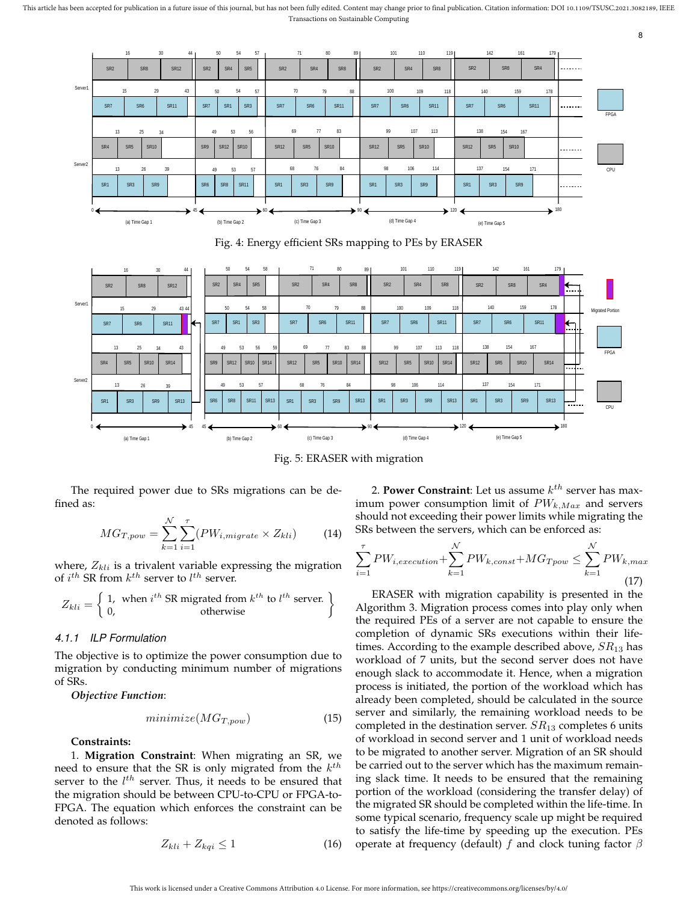Fig. 4: Energy efficient SRs mapping to PEs by ERASER

Fig. 5: ERASER with migration

The required power due to SRs migrations can be defined as:

$$MG_{T,pow} = \sum_{k=1}^{\mathcal{N}} \sum_{i=1}^{\tau} (PW_{i,migrate} \times Z_{kli}) \tag{14}$$

where, $Z_{kli}$ is a trivalent variable expressing the migration of $i^{th}$ SR from $k^{th}$ server to $l^{th}$ server.

$$Z_{kli} = \left\{ \begin{array}{ll} 1, & \text{when } i^{th} \text{ SR migrated from } k^{th} \text{ to } l^{th} \text{ server.} \\ 0, & \text{otherwise} \end{array} \right\}$$

#### 4.1.1 ILP Formulation

The objective is to optimize the power consumption due to migration by conducting minimum number of migrations of SRs.

***Objective Function***:

$$minimize(MG_{T,pow}) \tag{15}$$

**Constraints:**

1. **Migration Constraint**: When migrating an SR, we need to ensure that the SR is only migrated from the $k^{th}$ server to the $l^{th}$ server. Thus, it needs to be ensured that the migration should be between CPU-to-CPU or FPGA-to-FPGA. The equation which enforces the constraint can be denoted as follows:

$$Z_{kli} + Z_{kqi} \leq 1 \tag{16}$$

2. **Power Constraint**: Let us assume $k^{th}$ server has maximum power consumption limit of $PW_{k,Max}$ and servers should not exceeding their power limits while migrating the SRs between the servers, which can be enforced as:

$$\sum_{i=1}^{\tau} PW_{i,execution} + \sum_{k=1}^{\mathcal{N}} PW_{k,const} + MG_{Tpow} \leq \sum_{k=1}^{\mathcal{N}} PW_{k,max} \tag{17}$$

ERASER with migration capability is presented in the Algorithm 3. Migration process comes into play only when the required PEs of a server are not capable to ensure the completion of dynamic SRs executions within their lifetimes. According to the example described above, $SR_{13}$ has workload of 7 units, but the second server does not have enough slack to accommodate it. Hence, when a migration process is initiated, the portion of the workload which has already been completed, should be calculated in the source server and similarly, the remaining workload needs to be completed in the destination server. $SR_{13}$ completes 6 units of workload in second server and 1 unit of workload needs to be migrated to another server. Migration of an SR should be carried out to the server which has the maximum remaining slack time. It needs to be ensured that the remaining portion of the workload (considering the transfer delay) of the migrated SR should be completed within the life-time. In some typical scenario, frequency scale up might be required to satisfy the life-time by speeding up the execution. PEs operate at frequency (default) $f$ and clock tuning factor $\beta$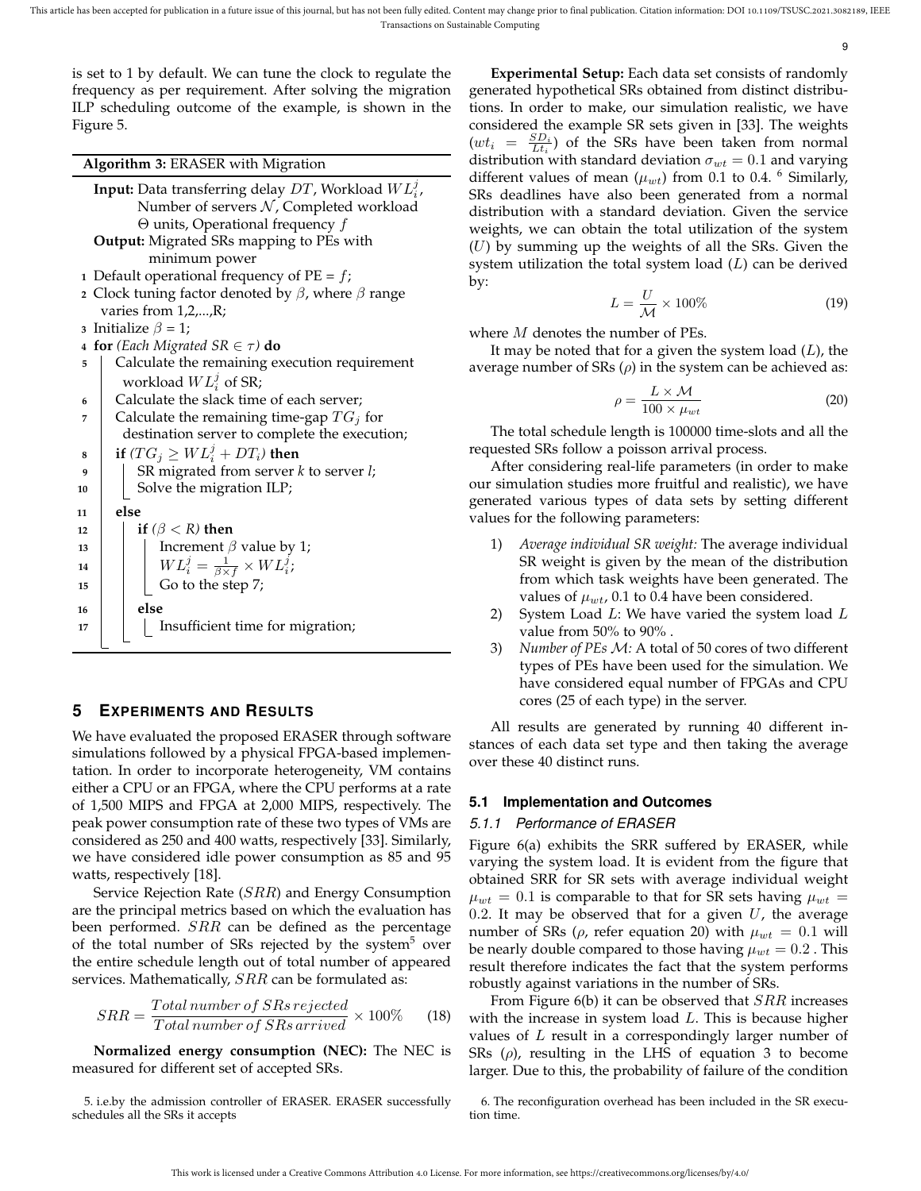is set to 1 by default. We can tune the clock to regulate the frequency as per requirement. After solving the migration ILP scheduling outcome of the example, is shown in the Figure 5.

**Algorithm 3:** ERASER with Migration

**Input:** Data transferring delay $DT$, Workload $WL_i^j$, Number of servers $\mathcal{N}$, Completed workload $\Theta$ units, Operational frequency $f$

**Output:** Migrated SRs mapping to PEs with minimum power

1. Default operational frequency of PE = $f$;
2. Clock tuning factor denoted by $\beta$, where $\beta$ range varies from 1,2,...,R;
3. Initialize $\beta$ = 1;
4. **for** *(Each Migrated SR $\in \tau$)* **do**
5. Calculate the remaining execution requirement workload $WL_i^j$ of SR;
6. Calculate the slack time of each server;
7. Calculate the remaining time-gap $TG_j$ for destination server to complete the execution;
8. **if** *($TG_j \geq WL_i^j + DT_i$)* **then**
9. SR migrated from server *k* to server *l*;
10. Solve the migration ILP;
11. **else**
12. **if** *($\beta < R$)* **then**
13. Increment $\beta$ value by 1;
14. $WL_i^j = \frac{1}{\beta \times f} \times WL_i^j$;
15. Go to the step 7;
16. **else**
17. Insufficient time for migration;

## 5 Experiments and Results

We have evaluated the proposed ERASER through software simulations followed by a physical FPGA-based implementation. In order to incorporate heterogeneity, VM contains either a CPU or an FPGA, where the CPU performs at a rate of 1,500 MIPS and FPGA at 2,000 MIPS, respectively. The peak power consumption rate of these two types of VMs are considered as 250 and 400 watts, respectively [33]. Similarly, we have considered idle power consumption as 85 and 95 watts, respectively [18].

Service Rejection Rate ($SRR$) and Energy Consumption are the principal metrics based on which the evaluation has been performed. $SRR$ can be defined as the percentage of the total number of SRs rejected by the system[5] over the entire schedule length out of total number of appeared services. Mathematically, $SRR$ can be formulated as:

$$SRR = \frac{Total\, number\, of\, SRs\, rejected}{Total\, number\, of\, SRs\, arrived} \times 100\% \tag{18}$$

**Normalized energy consumption (NEC):** The NEC is measured for different set of accepted SRs.

**Experimental Setup:** Each data set consists of randomly generated hypothetical SRs obtained from distinct distributions. In order to make, our simulation realistic, we have considered the example SR sets given in [33]. The weights ($wt_i = \frac{SD_i}{Lt_i}$) of the SRs have been taken from normal distribution with standard deviation $\sigma_{wt} = 0.1$ and varying different values of mean ($\mu_{wt}$) from 0.1 to 0.4. [6] Similarly, SRs deadlines have also been generated from a normal distribution with a standard deviation. Given the service weights, we can obtain the total utilization of the system ($U$) by summing up the weights of all the SRs. Given the system utilization the total system load ($L$) can be derived by:

$$L = \frac{U}{\mathcal{M}} \times 100\% \tag{19}$$

where $M$ denotes the number of PEs.

It may be noted that for a given the system load ($L$), the average number of SRs ($\rho$) in the system can be achieved as:

$$\rho = \frac{L \times \mathcal{M}}{100 \times \mu_{wt}} \tag{20}$$

The total schedule length is 100000 time-slots and all the requested SRs follow a poisson arrival process.

After considering real-life parameters (in order to make our simulation studies more fruitful and realistic), we have generated various types of data sets by setting different values for the following parameters:

1) *Average individual SR weight:* The average individual SR weight is given by the mean of the distribution from which task weights have been generated. The values of $\mu_{wt}$, 0.1 to 0.4 have been considered.
2) System Load $L$: We have varied the system load $L$ value from 50% to 90% .
3) *Number of PEs $\mathcal{M}$:* A total of 50 cores of two different types of PEs have been used for the simulation. We have considered equal number of FPGAs and CPU cores (25 of each type) in the server.

All results are generated by running 40 different instances of each data set type and then taking the average over these 40 distinct runs.

### 5.1 Implementation and Outcomes

#### 5.1.1 Performance of ERASER

Figure 6(a) exhibits the SRR suffered by ERASER, while varying the system load. It is evident from the figure that obtained SRR for SR sets with average individual weight $\mu_{wt} = 0.1$ is comparable to that for SR sets having $\mu_{wt} = 0.2$. It may be observed that for a given $U$, the average number of SRs ($\rho$, refer equation 20) with $\mu_{wt} = 0.1$ will be nearly double compared to those having $\mu_{wt} = 0.2$ . This result therefore indicates the fact that the system performs robustly against variations in the number of SRs.

From Figure 6(b) it can be observed that $SRR$ increases with the increase in system load $L$. This is because higher values of $L$ result in a correspondingly larger number of SRs ($\rho$), resulting in the LHS of equation 3 to become larger. Due to this, the probability of failure of the condition

[5] i.e.by the admission controller of ERASER. ERASER successfully schedules all the SRs it accepts

[6] The reconfiguration overhead has been included in the SR execution time.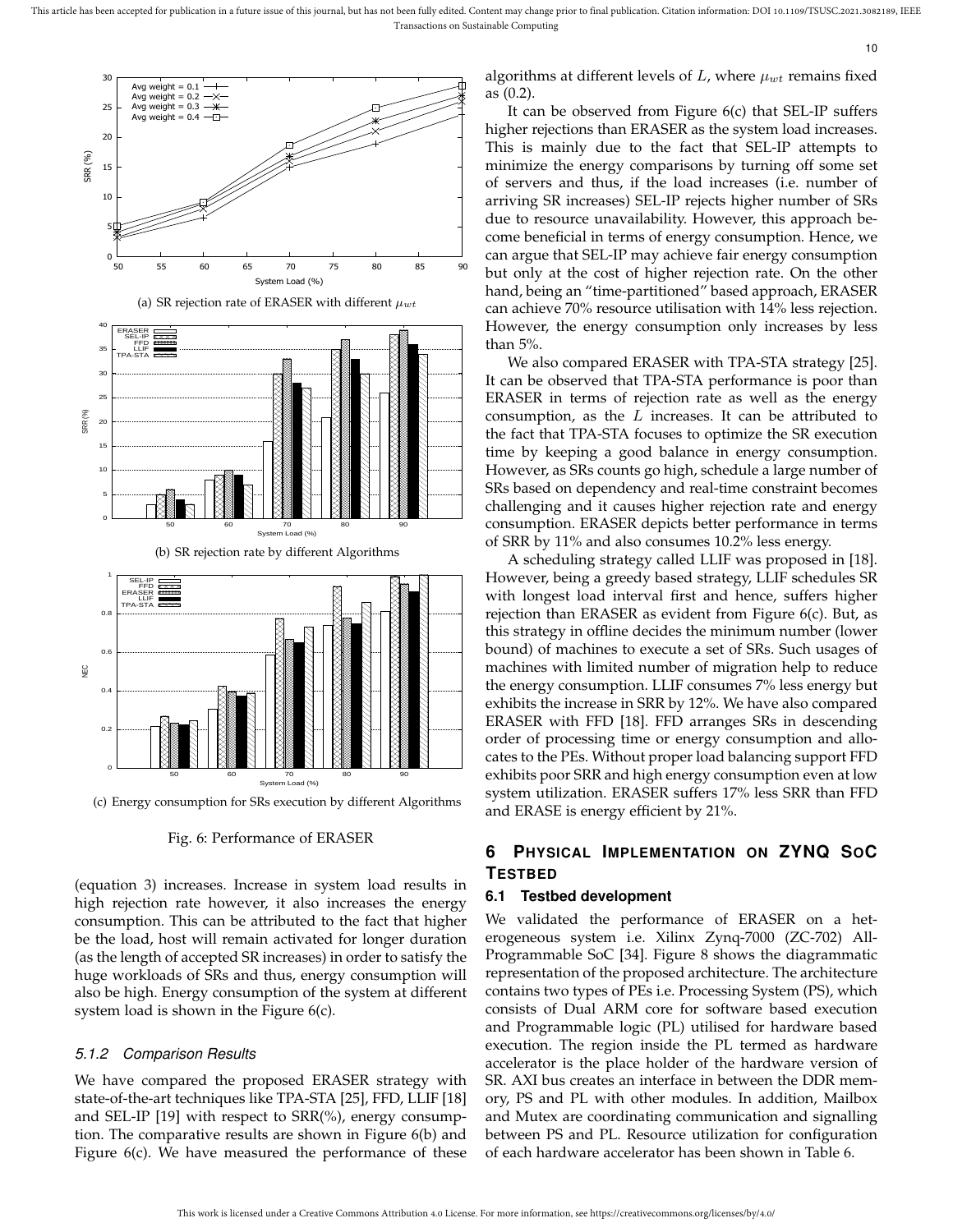(a) SR rejection rate of ERASER with different $\mu_{wt}$

(b) SR rejection rate by different Algorithms

(c) Energy consumption for SRs execution by different Algorithms

Fig. 6: Performance of ERASER

(equation 3) increases. Increase in system load results in high rejection rate however, it also increases the energy consumption. This can be attributed to the fact that higher be the load, host will remain activated for longer duration (as the length of accepted SR increases) in order to satisfy the huge workloads of SRs and thus, energy consumption will also be high. Energy consumption of the system at different system load is shown in the Figure 6(c).

#### 5.1.2 Comparison Results

We have compared the proposed ERASER strategy with state-of-the-art techniques like TPA-STA [25], FFD, LLIF [18] and SEL-IP [19] with respect to SRR(%), energy consumption. The comparative results are shown in Figure 6(b) and Figure 6(c). We have measured the performance of these algorithms at different levels of $L$, where $\mu_{wt}$ remains fixed as (0.2).

It can be observed from Figure 6(c) that SEL-IP suffers higher rejections than ERASER as the system load increases. This is mainly due to the fact that SEL-IP attempts to minimize the energy comparisons by turning off some set of servers and thus, if the load increases (i.e. number of arriving SR increases) SEL-IP rejects higher number of SRs due to resource unavailability. However, this approach become beneficial in terms of energy consumption. Hence, we can argue that SEL-IP may achieve fair energy consumption but only at the cost of higher rejection rate. On the other hand, being an "time-partitioned" based approach, ERASER can achieve 70% resource utilisation with 14% less rejection. However, the energy consumption only increases by less than 5%.

We also compared ERASER with TPA-STA strategy [25]. It can be observed that TPA-STA performance is poor than ERASER in terms of rejection rate as well as the energy consumption, as the $L$ increases. It can be attributed to the fact that TPA-STA focuses to optimize the SR execution time by keeping a good balance in energy consumption. However, as SRs counts go high, schedule a large number of SRs based on dependency and real-time constraint becomes challenging and it causes higher rejection rate and energy consumption. ERASER depicts better performance in terms of SRR by 11% and also consumes 10.2% less energy.

A scheduling strategy called LLIF was proposed in [18]. However, being a greedy based strategy, LLIF schedules SR with longest load interval first and hence, suffers higher rejection than ERASER as evident from Figure 6(c). But, as this strategy in offline decides the minimum number (lower bound) of machines to execute a set of SRs. Such usages of machines with limited number of migration help to reduce the energy consumption. LLIF consumes 7% less energy but exhibits the increase in SRR by 12%. We have also compared ERASER with FFD [18]. FFD arranges SRs in descending order of processing time or energy consumption and allocates to the PEs. Without proper load balancing support FFD exhibits poor SRR and high energy consumption even at low system utilization. ERASER suffers 17% less SRR than FFD and ERASE is energy efficient by 21%.

## 6 Physical Implementation on ZYNQ SoC Testbed

### 6.1 Testbed development

We validated the performance of ERASER on a heterogeneous system i.e. Xilinx Zynq-7000 (ZC-702) All-Programmable SoC [34]. Figure 8 shows the diagrammatic representation of the proposed architecture. The architecture contains two types of PEs i.e. Processing System (PS), which consists of Dual ARM core for software based execution and Programmable logic (PL) utilised for hardware based execution. The region inside the PL termed as hardware accelerator is the place holder of the hardware version of SR. AXI bus creates an interface in between the DDR memory, PS and PL with other modules. In addition, Mailbox and Mutex are coordinating communication and signalling between PS and PL. Resource utilization for configuration of each hardware accelerator has been shown in Table 6.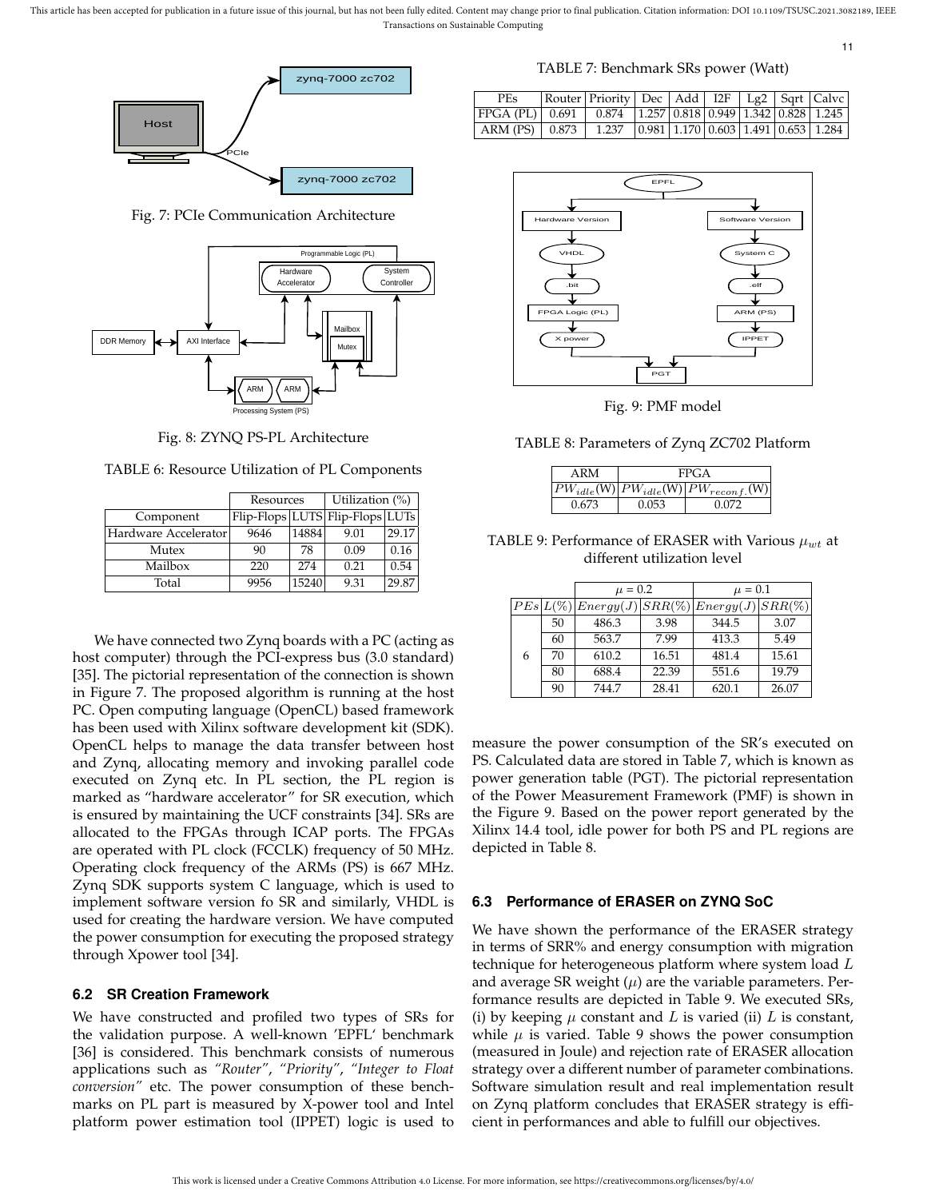Fig. 7: PCIe Communication Architecture

Fig. 8: ZYNQ PS-PL Architecture

TABLE 6: Resource Utilization of PL Components

| | Resources | | Utilization (%) | |
|---|---|---|---|---|
| Component | Flip-Flops | LUTS | Flip-Flops | LUTs |
| Hardware Accelerator | 9646 | 14884 | 9.01 | 29.17 |
| Mutex | 90 | 78 | 0.09 | 0.16 |
| Mailbox | 220 | 274 | 0.21 | 0.54 |
| Total | 9956 | 15240 | 9.31 | 29.87 |

We have connected two Zynq boards with a PC (acting as host computer) through the PCI-express bus (3.0 standard) [35]. The pictorial representation of the connection is shown in Figure 7. The proposed algorithm is running at the host PC. Open computing language (OpenCL) based framework has been used with Xilinx software development kit (SDK). OpenCL helps to manage the data transfer between host and Zynq, allocating memory and invoking parallel code executed on Zynq etc. In PL section, the PL region is marked as "hardware accelerator" for SR execution, which is ensured by maintaining the UCF constraints [34]. SRs are allocated to the FPGAs through ICAP ports. The FPGAs are operated with PL clock (FCCLK) frequency of 50 MHz. Operating clock frequency of the ARMs (PS) is 667 MHz. Zynq SDK supports system C language, which is used to implement software version fo SR and similarly, VHDL is used for creating the hardware version. We have computed the power consumption for executing the proposed strategy through Xpower tool [34].

### 6.2 SR Creation Framework

We have constructed and profiled two types of SRs for the validation purpose. A well-known 'EPFL' benchmark [36] is considered. This benchmark consists of numerous applications such as *"Router"*, *"Priority"*, *"Integer to Float conversion"* etc. The power consumption of these benchmarks on PL part is measured by X-power tool and Intel platform power estimation tool (IPPET) logic is used to measure the power consumption of the SR's executed on PS. Calculated data are stored in Table 7, which is known as power generation table (PGT). The pictorial representation of the Power Measurement Framework (PMF) is shown in the Figure 9. Based on the power report generated by the Xilinx 14.4 tool, idle power for both PS and PL regions are depicted in Table 8.

TABLE 7: Benchmark SRs power (Watt)

| PEs | Router | Priority | Dec | Add | I2F | Lg2 | Sqrt | Calvc |
|---|---|---|---|---|---|---|---|---|
| FPGA (PL) | 0.691 | 0.874 | 1.257 | 0.818 | 0.949 | 1.342 | 0.828 | 1.245 |
| ARM (PS) | 0.873 | 1.237 | 0.981 | 1.170 | 0.603 | 1.491 | 0.653 | 1.284 |

Fig. 9: PMF model

TABLE 8: Parameters of Zynq ZC702 Platform

| ARM | FPGA | |
|---|---|---|
| $PW_{idle}$(W) | $PW_{idle}$(W) | $PW_{reconf.}$(W) |
| 0.673 | 0.053 | 0.072 |

TABLE 9: Performance of ERASER with Various $\mu_{wt}$ at different utilization level

| | | $\mu$ = 0.2 | | $\mu$ = 0.1 | |
|---|---|---|---|---|---|
| $PEs$ | $L(\%)$ | $Energy(J)$ | $SRR(\%)$ | $Energy(J)$ | $SRR(\%)$ |
| 6 | 50 | 486.3 | 3.98 | 344.5 | 3.07 |
| | 60 | 563.7 | 7.99 | 413.3 | 5.49 |
| | 70 | 610.2 | 16.51 | 481.4 | 15.61 |
| | 80 | 688.4 | 22.39 | 551.6 | 19.79 |
| | 90 | 744.7 | 28.41 | 620.1 | 26.07 |

### 6.3 Performance of ERASER on ZYNQ SoC

We have shown the performance of the ERASER strategy in terms of SRR% and energy consumption with migration technique for heterogeneous platform where system load $L$ and average SR weight ($\mu$) are the variable parameters. Performance results are depicted in Table 9. We executed SRs, (i) by keeping $\mu$ constant and $L$ is varied (ii) $L$ is constant, while $\mu$ is varied. Table 9 shows the power consumption (measured in Joule) and rejection rate of ERASER allocation strategy over a different number of parameter combinations. Software simulation result and real implementation result on Zynq platform concludes that ERASER strategy is efficient in performances and able to fulfill our objectives.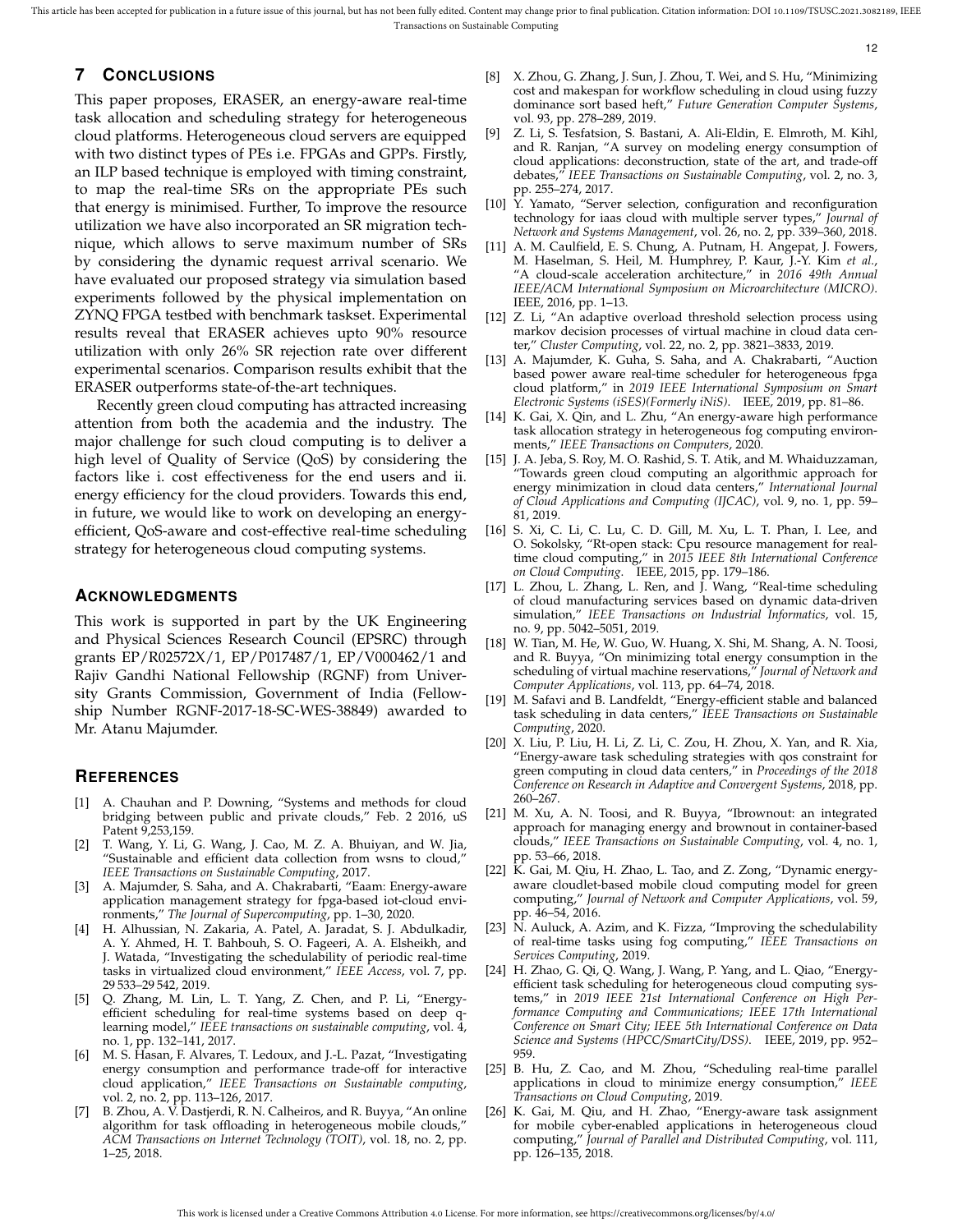## 7 Conclusions

This paper proposes, ERASER, an energy-aware real-time task allocation and scheduling strategy for heterogeneous cloud platforms. Heterogeneous cloud servers are equipped with two distinct types of PEs i.e. FPGAs and GPPs. Firstly, an ILP based technique is employed with timing constraint, to map the real-time SRs on the appropriate PEs such that energy is minimised. Further, To improve the resource utilization we have also incorporated an SR migration technique, which allows to serve maximum number of SRs by considering the dynamic request arrival scenario. We have evaluated our proposed strategy via simulation based experiments followed by the physical implementation on ZYNQ FPGA testbed with benchmark taskset. Experimental results reveal that ERASER achieves upto 90% resource utilization with only 26% SR rejection rate over different experimental scenarios. Comparison results exhibit that the ERASER outperforms state-of-the-art techniques.

Recently green cloud computing has attracted increasing attention from both the academia and the industry. The major challenge for such cloud computing is to deliver a high level of Quality of Service (QoS) by considering the factors like i. cost effectiveness for the end users and ii. energy efficiency for the cloud providers. Towards this end, in future, we would like to work on developing an energy-efficient, QoS-aware and cost-effective real-time scheduling strategy for heterogeneous cloud computing systems.

## Acknowledgments

This work is supported in part by the UK Engineering and Physical Sciences Research Council (EPSRC) through grants EP/R02572X/1, EP/P017487/1, EP/V000462/1 and Rajiv Gandhi National Fellowship (RGNF) from University Grants Commission, Government of India (Fellowship Number RGNF-2017-18-SC-WES-38849) awarded to Mr. Atanu Majumder.

## References

[1] A. Chauhan and P. Downing, "Systems and methods for cloud bridging between public and private clouds," Feb. 2 2016, uS Patent 9,253,159.

[2] T. Wang, Y. Li, G. Wang, J. Cao, M. Z. A. Bhuiyan, and W. Jia, "Sustainable and efficient data collection from wsns to cloud," *IEEE Transactions on Sustainable Computing*, 2017.

[3] A. Majumder, S. Saha, and A. Chakrabarti, "Eaam: Energy-aware application management strategy for fpga-based iot-cloud environments," *The Journal of Supercomputing*, pp. 1–30, 2020.

[4] H. Alhussian, N. Zakaria, A. Patel, A. Jaradat, S. J. Abdulkadir, A. Y. Ahmed, H. T. Bahbouh, S. O. Fageeri, A. A. Elsheikh, and J. Watada, "Investigating the schedulability of periodic real-time tasks in virtualized cloud environment," *IEEE Access*, vol. 7, pp. 29 533–29 542, 2019.

[5] Q. Zhang, M. Lin, L. T. Yang, Z. Chen, and P. Li, "Energy-efficient scheduling for real-time systems based on deep q-learning model," *IEEE transactions on sustainable computing*, vol. 4, no. 1, pp. 132–141, 2017.

[6] M. S. Hasan, F. Alvares, T. Ledoux, and J.-L. Pazat, "Investigating energy consumption and performance trade-off for interactive cloud application," *IEEE Transactions on Sustainable computing*, vol. 2, no. 2, pp. 113–126, 2017.

[7] B. Zhou, A. V. Dastjerdi, R. N. Calheiros, and R. Buyya, "An online algorithm for task offloading in heterogeneous mobile clouds," *ACM Transactions on Internet Technology (TOIT)*, vol. 18, no. 2, pp. 1–25, 2018.

[8] X. Zhou, G. Zhang, J. Sun, J. Zhou, T. Wei, and S. Hu, "Minimizing cost and makespan for workflow scheduling in cloud using fuzzy dominance sort based heft," *Future Generation Computer Systems*, vol. 93, pp. 278–289, 2019.

[9] Z. Li, S. Tesfatsion, S. Bastani, A. Ali-Eldin, E. Elmroth, M. Kihl, and R. Ranjan, "A survey on modeling energy consumption of cloud applications: deconstruction, state of the art, and trade-off debates," *IEEE Transactions on Sustainable Computing*, vol. 2, no. 3, pp. 255–274, 2017.

[10] Y. Yamato, "Server selection, configuration and reconfiguration technology for iaas cloud with multiple server types," *Journal of Network and Systems Management*, vol. 26, no. 2, pp. 339–360, 2018.

[11] A. M. Caulfield, E. S. Chung, A. Putnam, H. Angepat, J. Fowers, M. Haselman, S. Heil, M. Humphrey, P. Kaur, J.-Y. Kim *et al.*, "A cloud-scale acceleration architecture," in *2016 49th Annual IEEE/ACM International Symposium on Microarchitecture (MICRO)*. IEEE, 2016, pp. 1–13.

[12] Z. Li, "An adaptive overload threshold selection process using markov decision processes of virtual machine in cloud data center," *Cluster Computing*, vol. 22, no. 2, pp. 3821–3833, 2019.

[13] A. Majumder, K. Guha, S. Saha, and A. Chakrabarti, "Auction based power aware real-time scheduler for heterogeneous fpga cloud platform," in *2019 IEEE International Symposium on Smart Electronic Systems (iSES)(Formerly iNiS)*. IEEE, 2019, pp. 81–86.

[14] K. Gai, X. Qin, and L. Zhu, "An energy-aware high performance task allocation strategy in heterogeneous fog computing environments," *IEEE Transactions on Computers*, 2020.

[15] J. A. Jeba, S. Roy, M. O. Rashid, S. T. Atik, and M. Whaiduzzaman, "Towards green cloud computing an algorithmic approach for energy minimization in cloud data centers," *International Journal of Cloud Applications and Computing (IJCAC)*, vol. 9, no. 1, pp. 59–81, 2019.

[16] S. Xi, C. Li, C. Lu, C. D. Gill, M. Xu, L. T. Phan, I. Lee, and O. Sokolsky, "Rt-open stack: Cpu resource management for real-time cloud computing," in *2015 IEEE 8th International Conference on Cloud Computing*. IEEE, 2015, pp. 179–186.

[17] L. Zhou, L. Zhang, L. Ren, and J. Wang, "Real-time scheduling of cloud manufacturing services based on dynamic data-driven simulation," *IEEE Transactions on Industrial Informatics*, vol. 15, no. 9, pp. 5042–5051, 2019.

[18] W. Tian, M. He, W. Guo, W. Huang, X. Shi, M. Shang, A. N. Toosi, and R. Buyya, "On minimizing total energy consumption in the scheduling of virtual machine reservations," *Journal of Network and Computer Applications*, vol. 113, pp. 64–74, 2018.

[19] M. Safavi and B. Landfeldt, "Energy-efficient stable and balanced task scheduling in data centers," *IEEE Transactions on Sustainable Computing*, 2020.

[20] X. Liu, P. Liu, H. Li, Z. Li, C. Zou, H. Zhou, X. Yan, and R. Xia, "Energy-aware task scheduling strategies with qos constraint for green computing in cloud data centers," in *Proceedings of the 2018 Conference on Research in Adaptive and Convergent Systems*, 2018, pp. 260–267.

[21] M. Xu, A. N. Toosi, and R. Buyya, "Ibrownout: an integrated approach for managing energy and brownout in container-based clouds," *IEEE Transactions on Sustainable Computing*, vol. 4, no. 1, pp. 53–66, 2018.

[22] K. Gai, M. Qiu, H. Zhao, L. Tao, and Z. Zong, "Dynamic energy-aware cloudlet-based mobile cloud computing model for green computing," *Journal of Network and Computer Applications*, vol. 59, pp. 46–54, 2016.

[23] N. Auluck, A. Azim, and K. Fizza, "Improving the schedulability of real-time tasks using fog computing," *IEEE Transactions on Services Computing*, 2019.

[24] H. Zhao, G. Qi, Q. Wang, J. Wang, P. Yang, and L. Qiao, "Energy-efficient task scheduling for heterogeneous cloud computing systems," in *2019 IEEE 21st International Conference on High Performance Computing and Communications; IEEE 17th International Conference on Smart City; IEEE 5th International Conference on Data Science and Systems (HPCC/SmartCity/DSS)*. IEEE, 2019, pp. 952–959.

[25] B. Hu, Z. Cao, and M. Zhou, "Scheduling real-time parallel applications in cloud to minimize energy consumption," *IEEE Transactions on Cloud Computing*, 2019.

[26] K. Gai, M. Qiu, and H. Zhao, "Energy-aware task assignment for mobile cyber-enabled applications in heterogeneous cloud computing," *Journal of Parallel and Distributed Computing*, vol. 111, pp. 126–135, 2018.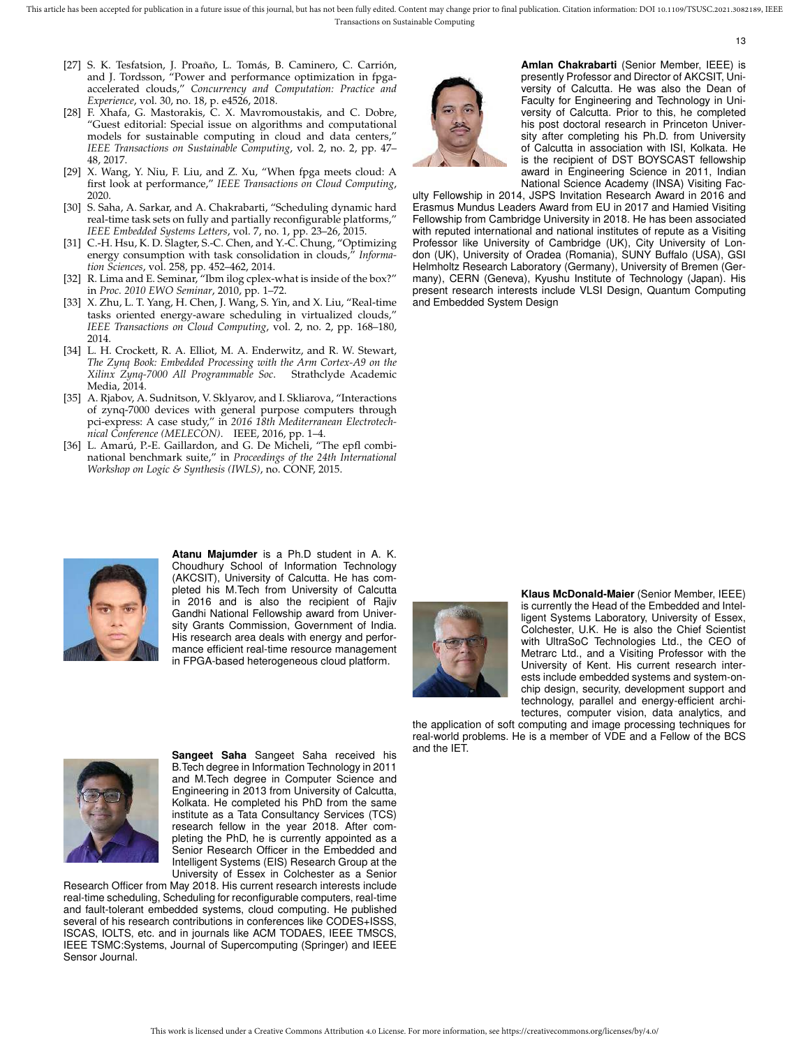[27] S. K. Tesfatsion, J. Proaño, L. Tomás, B. Caminero, C. Carrión, and J. Tordsson, "Power and performance optimization in fpga-accelerated clouds," *Concurrency and Computation: Practice and Experience*, vol. 30, no. 18, p. e4526, 2018.

[28] F. Xhafa, G. Mastorakis, C. X. Mavromoustakis, and C. Dobre, "Guest editorial: Special issue on algorithms and computational models for sustainable computing in cloud and data centers," *IEEE Transactions on Sustainable Computing*, vol. 2, no. 2, pp. 47–48, 2017.

[29] X. Wang, Y. Niu, F. Liu, and Z. Xu, "When fpga meets cloud: A first look at performance," *IEEE Transactions on Cloud Computing*, 2020.

[30] S. Saha, A. Sarkar, and A. Chakrabarti, "Scheduling dynamic hard real-time task sets on fully and partially reconfigurable platforms," *IEEE Embedded Systems Letters*, vol. 7, no. 1, pp. 23–26, 2015.

[31] C.-H. Hsu, K. D. Slagter, S.-C. Chen, and Y.-C. Chung, "Optimizing energy consumption with task consolidation in clouds," *Information Sciences*, vol. 258, pp. 452–462, 2014.

[32] R. Lima and E. Seminar, "Ibm ilog cplex-what is inside of the box?" in *Proc. 2010 EWO Seminar*, 2010, pp. 1–72.

[33] X. Zhu, L. T. Yang, H. Chen, J. Wang, S. Yin, and X. Liu, "Real-time tasks oriented energy-aware scheduling in virtualized clouds," *IEEE Transactions on Cloud Computing*, vol. 2, no. 2, pp. 168–180, 2014.

[34] L. H. Crockett, R. A. Elliot, M. A. Enderwitz, and R. W. Stewart, *The Zynq Book: Embedded Processing with the Arm Cortex-A9 on the Xilinx Zynq-7000 All Programmable Soc*. Strathclyde Academic Media, 2014.

[35] A. Rjabov, A. Sudnitson, V. Sklyarov, and I. Skliarova, "Interactions of zynq-7000 devices with general purpose computers through pci-express: A case study," in *2016 18th Mediterranean Electrotechnical Conference (MELECON)*. IEEE, 2016, pp. 1–4.

[36] L. Amarú, P.-E. Gaillardon, and G. De Micheli, "The epfl combinational benchmark suite," in *Proceedings of the 24th International Workshop on Logic & Synthesis (IWLS)*, no. CONF, 2015.

**Atanu Majumder** is a Ph.D student in A. K. Choudhury School of Information Technology (AKCSIT), University of Calcutta. He has completed his M.Tech from University of Calcutta in 2016 and is also the recipient of Rajiv Gandhi National Fellowship award from University Grants Commission, Government of India. His research area deals with energy and performance efficient real-time resource management in FPGA-based heterogeneous cloud platform.

**Sangeet Saha** Sangeet Saha received his B.Tech degree in Information Technology in 2011 and M.Tech degree in Computer Science and Engineering in 2013 from University of Calcutta, Kolkata. He completed his PhD from the same institute as a Tata Consultancy Services (TCS) research fellow in the year 2018. After completing the PhD, he is currently appointed as a Senior Research Officer in the Embedded and Intelligent Systems (EIS) Research Group at the University of Essex in Colchester as a Senior Research Officer from May 2018. His current research interests include real-time scheduling, Scheduling for reconfigurable computers, real-time and fault-tolerant embedded systems, cloud computing. He published several of his research contributions in conferences like CODES+ISSS, ISCAS, IOLTS, etc. and in journals like ACM TODAES, IEEE TMSCS, IEEE TSMC:Systems, Journal of Supercomputing (Springer) and IEEE Sensor Journal.

**Amlan Chakrabarti** (Senior Member, IEEE) is presently Professor and Director of AKCSIT, University of Calcutta. He was also the Dean of Faculty for Engineering and Technology in University of Calcutta. Prior to this, he completed his post doctoral research in Princeton University after completing his Ph.D. from University of Calcutta in association with ISI, Kolkata. He is the recipient of DST BOYSCAST fellowship award in Engineering Science in 2011, Indian National Science Academy (INSA) Visiting Faculty Fellowship in 2014, JSPS Invitation Research Award in 2016 and Erasmus Mundus Leaders Award from EU in 2017 and Hamied Visiting Fellowship from Cambridge University in 2018. He has been associated with reputed international and national institutes of repute as a Visiting Professor like University of Cambridge (UK), City University of London (UK), University of Oradea (Romania), SUNY Buffalo (USA), GSI Helmholtz Research Laboratory (Germany), University of Bremen (Germany), CERN (Geneva), Kyushu Institute of Technology (Japan). His present research interests include VLSI Design, Quantum Computing and Embedded System Design

**Klaus McDonald-Maier** (Senior Member, IEEE) is currently the Head of the Embedded and Intelligent Systems Laboratory, University of Essex, Colchester, U.K. He is also the Chief Scientist with UltraSoC Technologies Ltd., the CEO of Metrarc Ltd., and a Visiting Professor with the University of Kent. His current research interests include embedded systems and system-on-chip design, security, development support and technology, parallel and energy-efficient architectures, computer vision, data analytics, and the application of soft computing and image processing techniques for real-world problems. He is a member of VDE and a Fellow of the BCS and the IET.